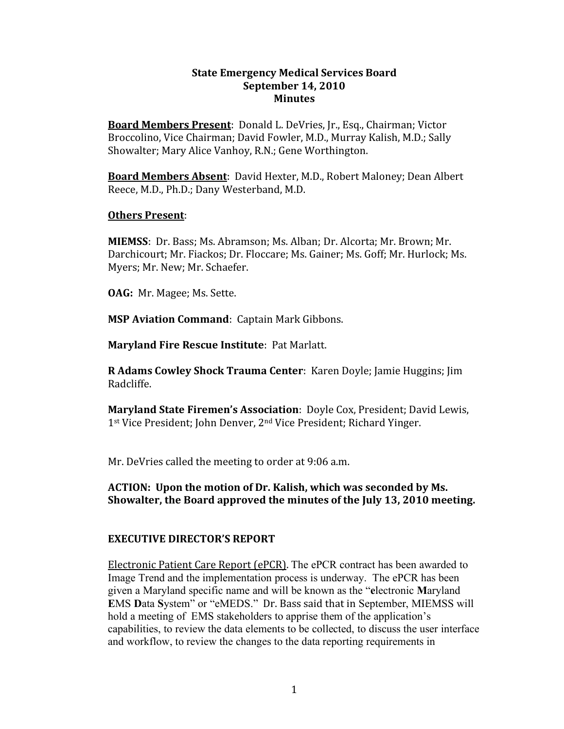# State Emergency Medical Services Board
## September 14, 2010
## Minutes

**Board Members Present**: Donald L. DeVries, Jr., Esq., Chairman; Victor Broccolino, Vice Chairman; David Fowler, M.D., Murray Kalish, M.D.; Sally Showalter; Mary Alice Vanhoy, R.N.; Gene Worthington.

**Board Members Absent**: David Hexter, M.D., Robert Maloney; Dean Albert Reece, M.D., Ph.D.; Dany Westerband, M.D.

**Others Present**:

**MIEMSS**: Dr. Bass; Ms. Abramson; Ms. Alban; Dr. Alcorta; Mr. Brown; Mr. Darchicourt; Mr. Fiackos; Dr. Floccare; Ms. Gainer; Ms. Goff; Mr. Hurlock; Ms. Myers; Mr. New; Mr. Schaefer.

**OAG:** Mr. Magee; Ms. Sette.

**MSP Aviation Command**: Captain Mark Gibbons.

**Maryland Fire Rescue Institute**: Pat Marlatt.

**R Adams Cowley Shock Trauma Center**: Karen Doyle; Jamie Huggins; Jim Radcliffe.

**Maryland State Firemen's Association**: Doyle Cox, President; David Lewis, 1st Vice President; John Denver, 2nd Vice President; Richard Yinger.

Mr. DeVries called the meeting to order at 9:06 a.m.

**ACTION: Upon the motion of Dr. Kalish, which was seconded by Ms. Showalter, the Board approved the minutes of the July 13, 2010 meeting.**

## EXECUTIVE DIRECTOR'S REPORT

Electronic Patient Care Report (ePCR). The ePCR contract has been awarded to Image Trend and the implementation process is underway. The ePCR has been given a Maryland specific name and will be known as the "**e**lectronic **M**aryland **E**MS **D**ata **S**ystem" or "eMEDS." Dr. Bass said that in September, MIEMSS will hold a meeting of EMS stakeholders to apprise them of the application's capabilities, to review the data elements to be collected, to discuss the user interface and workflow, to review the changes to the data reporting requirements in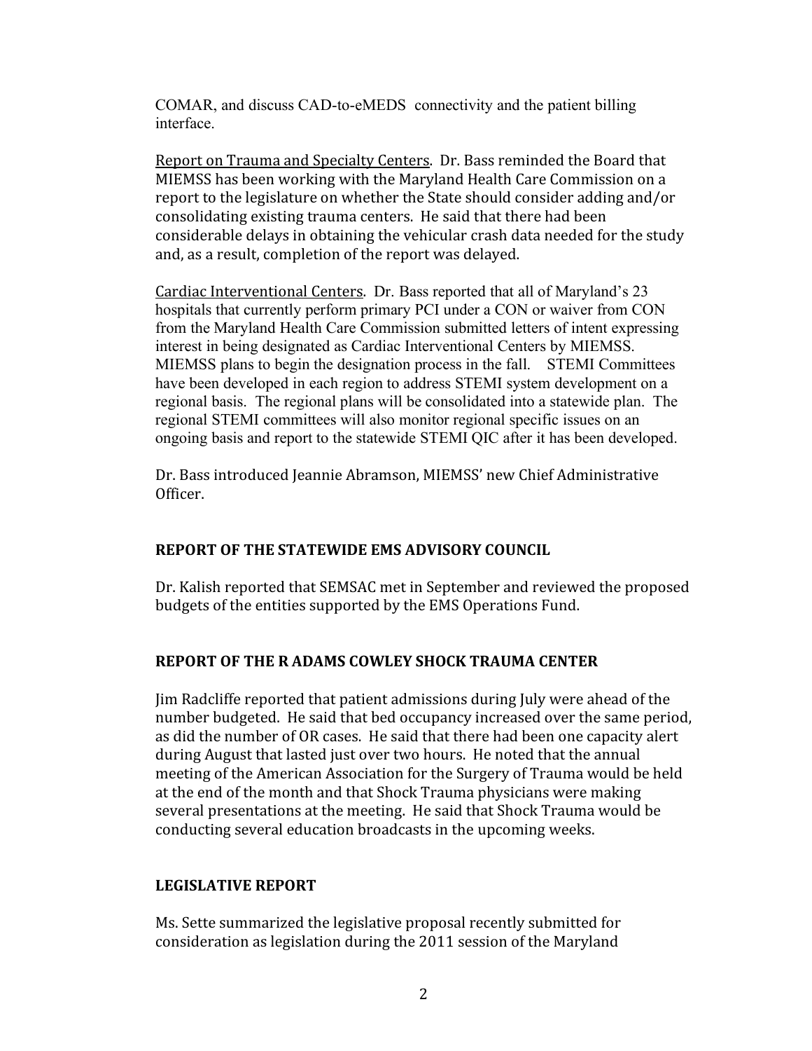COMAR, and discuss CAD-to-eMEDS connectivity and the patient billing interface.

Report on Trauma and Specialty Centers. Dr. Bass reminded the Board that MIEMSS has been working with the Maryland Health Care Commission on a report to the legislature on whether the State should consider adding and/or consolidating existing trauma centers. He said that there had been considerable delays in obtaining the vehicular crash data needed for the study and, as a result, completion of the report was delayed.

Cardiac Interventional Centers. Dr. Bass reported that all of Maryland's 23 hospitals that currently perform primary PCI under a CON or waiver from CON from the Maryland Health Care Commission submitted letters of intent expressing interest in being designated as Cardiac Interventional Centers by MIEMSS. MIEMSS plans to begin the designation process in the fall. STEMI Committees have been developed in each region to address STEMI system development on a regional basis. The regional plans will be consolidated into a statewide plan. The regional STEMI committees will also monitor regional specific issues on an ongoing basis and report to the statewide STEMI QIC after it has been developed.

Dr. Bass introduced Jeannie Abramson, MIEMSS' new Chief Administrative Officer.

## REPORT OF THE STATEWIDE EMS ADVISORY COUNCIL

Dr. Kalish reported that SEMSAC met in September and reviewed the proposed budgets of the entities supported by the EMS Operations Fund.

## REPORT OF THE R ADAMS COWLEY SHOCK TRAUMA CENTER

Jim Radcliffe reported that patient admissions during July were ahead of the number budgeted. He said that bed occupancy increased over the same period, as did the number of OR cases. He said that there had been one capacity alert during August that lasted just over two hours. He noted that the annual meeting of the American Association for the Surgery of Trauma would be held at the end of the month and that Shock Trauma physicians were making several presentations at the meeting. He said that Shock Trauma would be conducting several education broadcasts in the upcoming weeks.

## LEGISLATIVE REPORT

Ms. Sette summarized the legislative proposal recently submitted for consideration as legislation during the 2011 session of the Maryland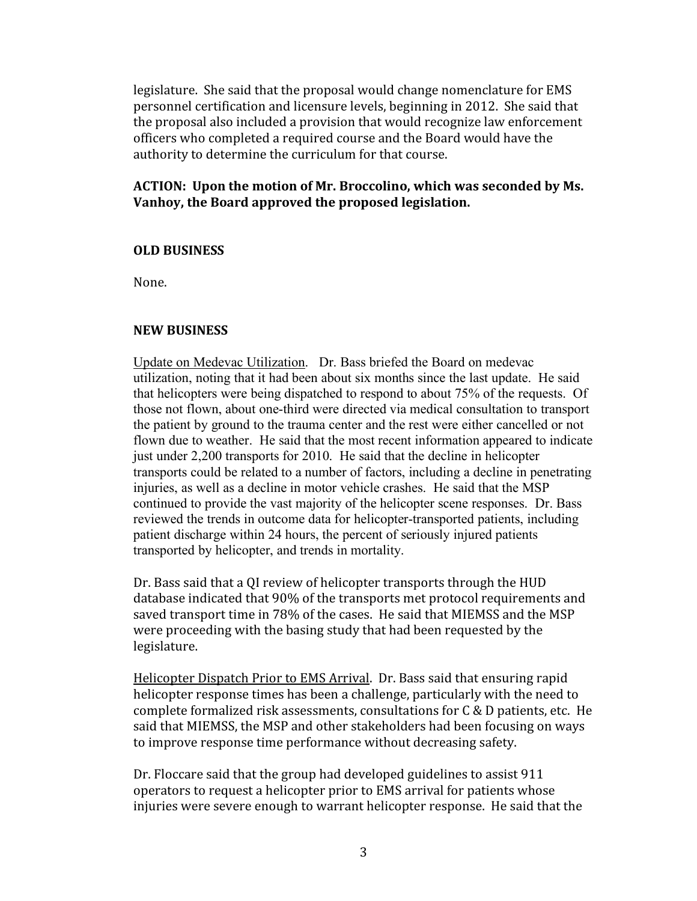legislature. She said that the proposal would change nomenclature for EMS personnel certification and licensure levels, beginning in 2012. She said that the proposal also included a provision that would recognize law enforcement officers who completed a required course and the Board would have the authority to determine the curriculum for that course.

**ACTION: Upon the motion of Mr. Broccolino, which was seconded by Ms. Vanhoy, the Board approved the proposed legislation.**

**OLD BUSINESS**

None.

**NEW BUSINESS**

Update on Medevac Utilization. Dr. Bass briefed the Board on medevac utilization, noting that it had been about six months since the last update. He said that helicopters were being dispatched to respond to about 75% of the requests. Of those not flown, about one-third were directed via medical consultation to transport the patient by ground to the trauma center and the rest were either cancelled or not flown due to weather. He said that the most recent information appeared to indicate just under 2,200 transports for 2010. He said that the decline in helicopter transports could be related to a number of factors, including a decline in penetrating injuries, as well as a decline in motor vehicle crashes. He said that the MSP continued to provide the vast majority of the helicopter scene responses. Dr. Bass reviewed the trends in outcome data for helicopter-transported patients, including patient discharge within 24 hours, the percent of seriously injured patients transported by helicopter, and trends in mortality.

Dr. Bass said that a QI review of helicopter transports through the HUD database indicated that 90% of the transports met protocol requirements and saved transport time in 78% of the cases. He said that MIEMSS and the MSP were proceeding with the basing study that had been requested by the legislature.

Helicopter Dispatch Prior to EMS Arrival. Dr. Bass said that ensuring rapid helicopter response times has been a challenge, particularly with the need to complete formalized risk assessments, consultations for C & D patients, etc. He said that MIEMSS, the MSP and other stakeholders had been focusing on ways to improve response time performance without decreasing safety.

Dr. Floccare said that the group had developed guidelines to assist 911 operators to request a helicopter prior to EMS arrival for patients whose injuries were severe enough to warrant helicopter response. He said that the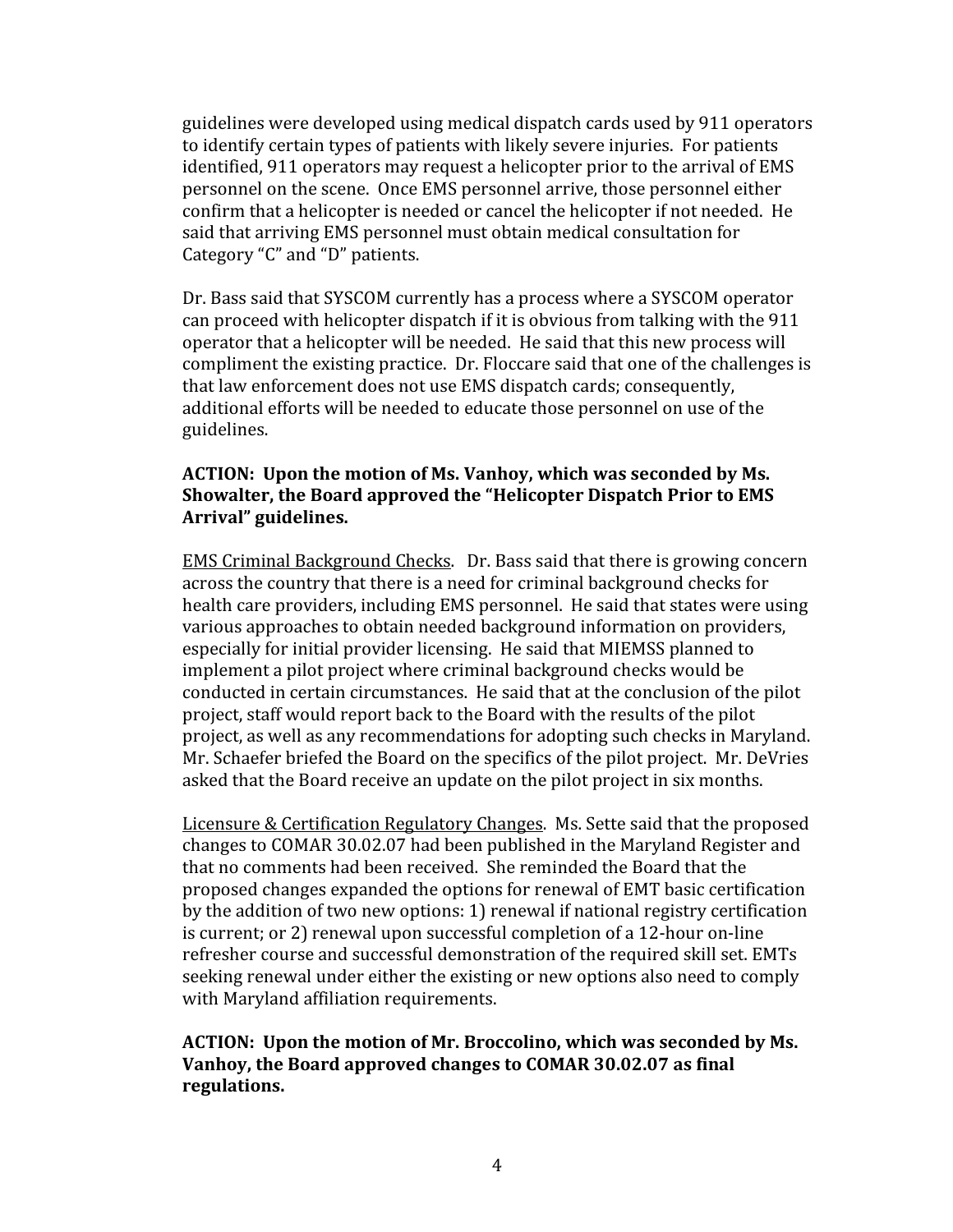guidelines were developed using medical dispatch cards used by 911 operators to identify certain types of patients with likely severe injuries. For patients identified, 911 operators may request a helicopter prior to the arrival of EMS personnel on the scene. Once EMS personnel arrive, those personnel either confirm that a helicopter is needed or cancel the helicopter if not needed. He said that arriving EMS personnel must obtain medical consultation for Category "C" and "D" patients.

Dr. Bass said that SYSCOM currently has a process where a SYSCOM operator can proceed with helicopter dispatch if it is obvious from talking with the 911 operator that a helicopter will be needed. He said that this new process will compliment the existing practice. Dr. Floccare said that one of the challenges is that law enforcement does not use EMS dispatch cards; consequently, additional efforts will be needed to educate those personnel on use of the guidelines.

**ACTION: Upon the motion of Ms. Vanhoy, which was seconded by Ms. Showalter, the Board approved the "Helicopter Dispatch Prior to EMS Arrival" guidelines.**

<u>EMS Criminal Background Checks</u>. Dr. Bass said that there is growing concern across the country that there is a need for criminal background checks for health care providers, including EMS personnel. He said that states were using various approaches to obtain needed background information on providers, especially for initial provider licensing. He said that MIEMSS planned to implement a pilot project where criminal background checks would be conducted in certain circumstances. He said that at the conclusion of the pilot project, staff would report back to the Board with the results of the pilot project, as well as any recommendations for adopting such checks in Maryland. Mr. Schaefer briefed the Board on the specifics of the pilot project. Mr. DeVries asked that the Board receive an update on the pilot project in six months.

<u>Licensure & Certification Regulatory Changes</u>. Ms. Sette said that the proposed changes to COMAR 30.02.07 had been published in the Maryland Register and that no comments had been received. She reminded the Board that the proposed changes expanded the options for renewal of EMT basic certification by the addition of two new options: 1) renewal if national registry certification is current; or 2) renewal upon successful completion of a 12-hour on-line refresher course and successful demonstration of the required skill set. EMTs seeking renewal under either the existing or new options also need to comply with Maryland affiliation requirements.

**ACTION: Upon the motion of Mr. Broccolino, which was seconded by Ms. Vanhoy, the Board approved changes to COMAR 30.02.07 as final regulations.**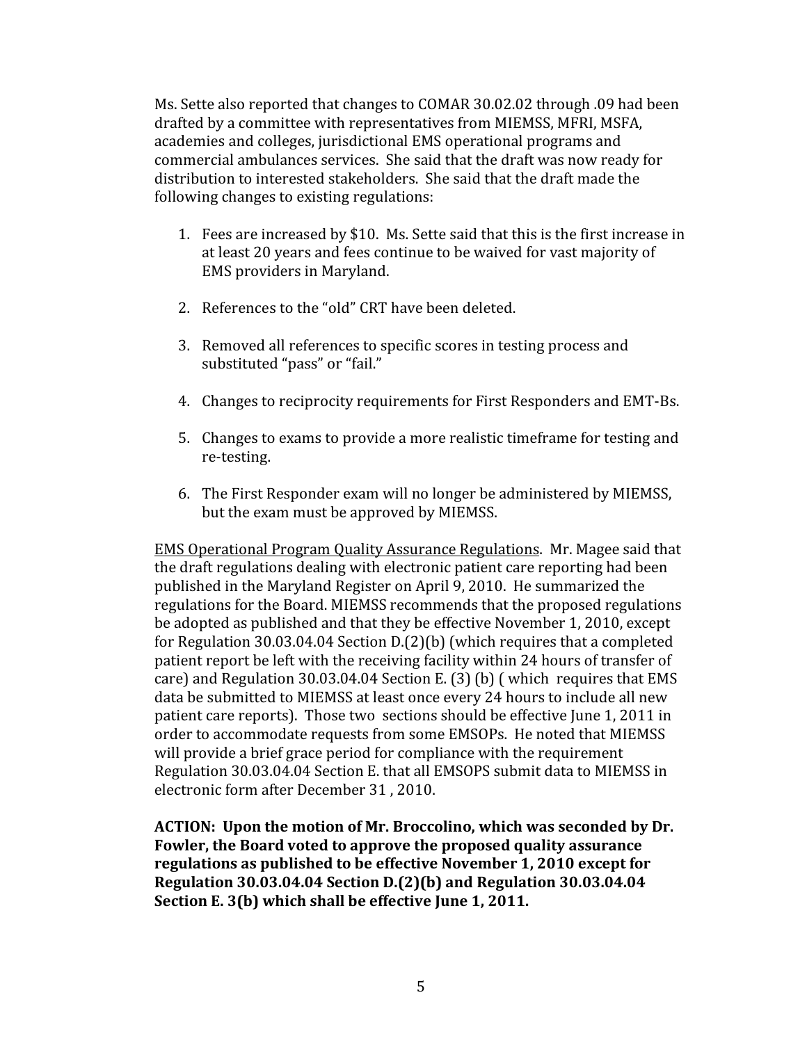Ms. Sette also reported that changes to COMAR 30.02.02 through .09 had been drafted by a committee with representatives from MIEMSS, MFRI, MSFA, academies and colleges, jurisdictional EMS operational programs and commercial ambulances services. She said that the draft was now ready for distribution to interested stakeholders. She said that the draft made the following changes to existing regulations:

1. Fees are increased by $10. Ms. Sette said that this is the first increase in at least 20 years and fees continue to be waived for vast majority of EMS providers in Maryland.

2. References to the "old" CRT have been deleted.

3. Removed all references to specific scores in testing process and substituted "pass" or "fail."

4. Changes to reciprocity requirements for First Responders and EMT-Bs.

5. Changes to exams to provide a more realistic timeframe for testing and re-testing.

6. The First Responder exam will no longer be administered by MIEMSS, but the exam must be approved by MIEMSS.

<u>EMS Operational Program Quality Assurance Regulations</u>. Mr. Magee said that the draft regulations dealing with electronic patient care reporting had been published in the Maryland Register on April 9, 2010. He summarized the regulations for the Board. MIEMSS recommends that the proposed regulations be adopted as published and that they be effective November 1, 2010, except for Regulation 30.03.04.04 Section D.(2)(b) (which requires that a completed patient report be left with the receiving facility within 24 hours of transfer of care) and Regulation 30.03.04.04 Section E. (3) (b) ( which requires that EMS data be submitted to MIEMSS at least once every 24 hours to include all new patient care reports). Those two sections should be effective June 1, 2011 in order to accommodate requests from some EMSOPs. He noted that MIEMSS will provide a brief grace period for compliance with the requirement Regulation 30.03.04.04 Section E. that all EMSOPS submit data to MIEMSS in electronic form after December 31 , 2010.

**ACTION: Upon the motion of Mr. Broccolino, which was seconded by Dr. Fowler, the Board voted to approve the proposed quality assurance regulations as published to be effective November 1, 2010 except for Regulation 30.03.04.04 Section D.(2)(b) and Regulation 30.03.04.04 Section E. 3(b) which shall be effective June 1, 2011.**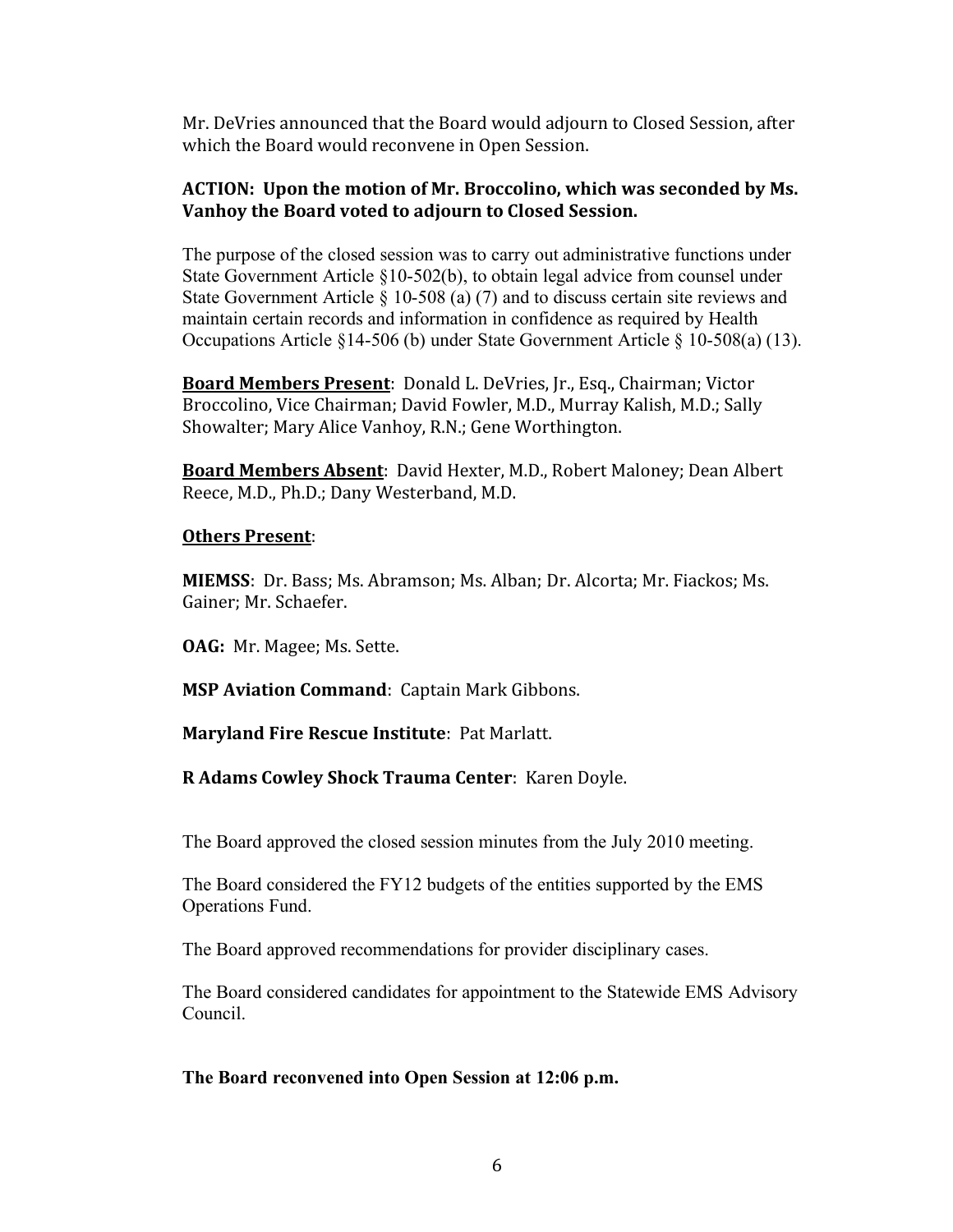Mr. DeVries announced that the Board would adjourn to Closed Session, after which the Board would reconvene in Open Session.

**ACTION: Upon the motion of Mr. Broccolino, which was seconded by Ms. Vanhoy the Board voted to adjourn to Closed Session.**

The purpose of the closed session was to carry out administrative functions under State Government Article §10-502(b), to obtain legal advice from counsel under State Government Article § 10-508 (a) (7) and to discuss certain site reviews and maintain certain records and information in confidence as required by Health Occupations Article §14-506 (b) under State Government Article § 10-508(a) (13).

**Board Members Present**: Donald L. DeVries, Jr., Esq., Chairman; Victor Broccolino, Vice Chairman; David Fowler, M.D., Murray Kalish, M.D.; Sally Showalter; Mary Alice Vanhoy, R.N.; Gene Worthington.

**Board Members Absent**: David Hexter, M.D., Robert Maloney; Dean Albert Reece, M.D., Ph.D.; Dany Westerband, M.D.

**Others Present**:

**MIEMSS**: Dr. Bass; Ms. Abramson; Ms. Alban; Dr. Alcorta; Mr. Fiackos; Ms. Gainer; Mr. Schaefer.

**OAG:** Mr. Magee; Ms. Sette.

**MSP Aviation Command**: Captain Mark Gibbons.

**Maryland Fire Rescue Institute**: Pat Marlatt.

**R Adams Cowley Shock Trauma Center**: Karen Doyle.

The Board approved the closed session minutes from the July 2010 meeting.

The Board considered the FY12 budgets of the entities supported by the EMS Operations Fund.

The Board approved recommendations for provider disciplinary cases.

The Board considered candidates for appointment to the Statewide EMS Advisory Council.

**The Board reconvened into Open Session at 12:06 p.m.**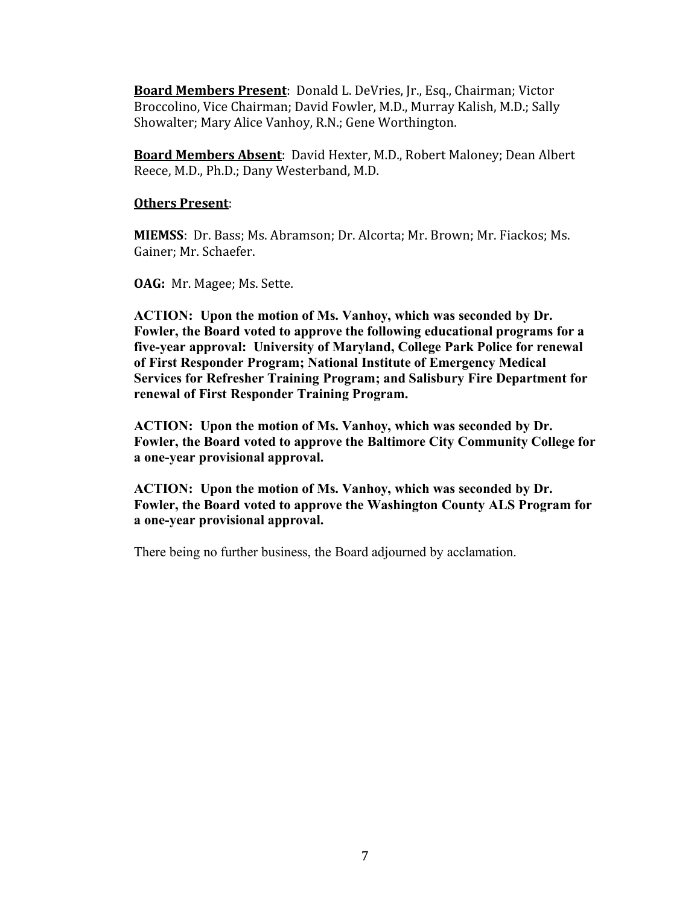**<u>Board Members Present</u>**: Donald L. DeVries, Jr., Esq., Chairman; Victor Broccolino, Vice Chairman; David Fowler, M.D., Murray Kalish, M.D.; Sally Showalter; Mary Alice Vanhoy, R.N.; Gene Worthington.

**<u>Board Members Absent</u>**: David Hexter, M.D., Robert Maloney; Dean Albert Reece, M.D., Ph.D.; Dany Westerband, M.D.

**<u>Others Present</u>**:

**MIEMSS**: Dr. Bass; Ms. Abramson; Dr. Alcorta; Mr. Brown; Mr. Fiackos; Ms. Gainer; Mr. Schaefer.

**OAG:** Mr. Magee; Ms. Sette.

**ACTION: Upon the motion of Ms. Vanhoy, which was seconded by Dr. Fowler, the Board voted to approve the following educational programs for a five-year approval: University of Maryland, College Park Police for renewal of First Responder Program; National Institute of Emergency Medical Services for Refresher Training Program; and Salisbury Fire Department for renewal of First Responder Training Program.**

**ACTION: Upon the motion of Ms. Vanhoy, which was seconded by Dr. Fowler, the Board voted to approve the Baltimore City Community College for a one-year provisional approval.**

**ACTION: Upon the motion of Ms. Vanhoy, which was seconded by Dr. Fowler, the Board voted to approve the Washington County ALS Program for a one-year provisional approval.**

There being no further business, the Board adjourned by acclamation.